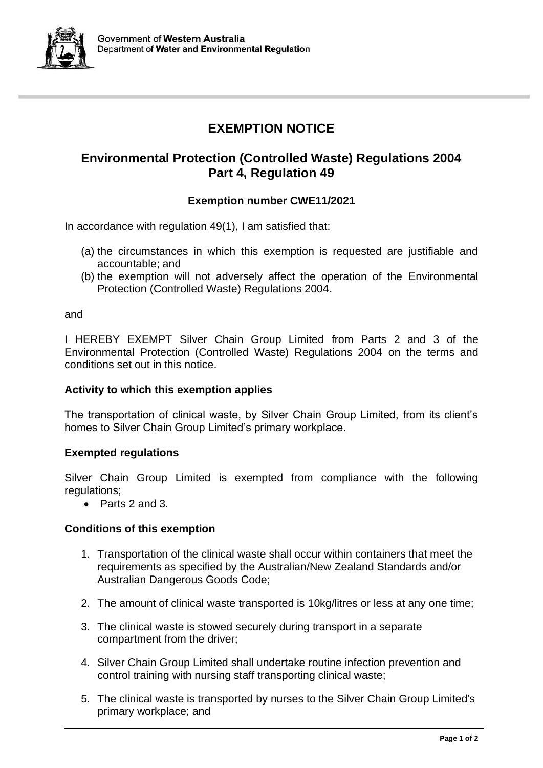Government of **Western Australia**
Department of **Water and Environmental Regulation**

# EXEMPTION NOTICE

## Environmental Protection (Controlled Waste) Regulations 2004 Part 4, Regulation 49

### Exemption number CWE11/2021

In accordance with regulation 49(1), I am satisfied that:

(a) the circumstances in which this exemption is requested are justifiable and accountable; and
(b) the exemption will not adversely affect the operation of the Environmental Protection (Controlled Waste) Regulations 2004.

and

I HEREBY EXEMPT Silver Chain Group Limited from Parts 2 and 3 of the Environmental Protection (Controlled Waste) Regulations 2004 on the terms and conditions set out in this notice.

**Activity to which this exemption applies**

The transportation of clinical waste, by Silver Chain Group Limited, from its client's homes to Silver Chain Group Limited's primary workplace.

**Exempted regulations**

Silver Chain Group Limited is exempted from compliance with the following regulations;

- Parts 2 and 3.

**Conditions of this exemption**

1. Transportation of the clinical waste shall occur within containers that meet the requirements as specified by the Australian/New Zealand Standards and/or Australian Dangerous Goods Code;

2. The amount of clinical waste transported is 10kg/litres or less at any one time;

3. The clinical waste is stowed securely during transport in a separate compartment from the driver;

4. Silver Chain Group Limited shall undertake routine infection prevention and control training with nursing staff transporting clinical waste;

5. The clinical waste is transported by nurses to the Silver Chain Group Limited's primary workplace; and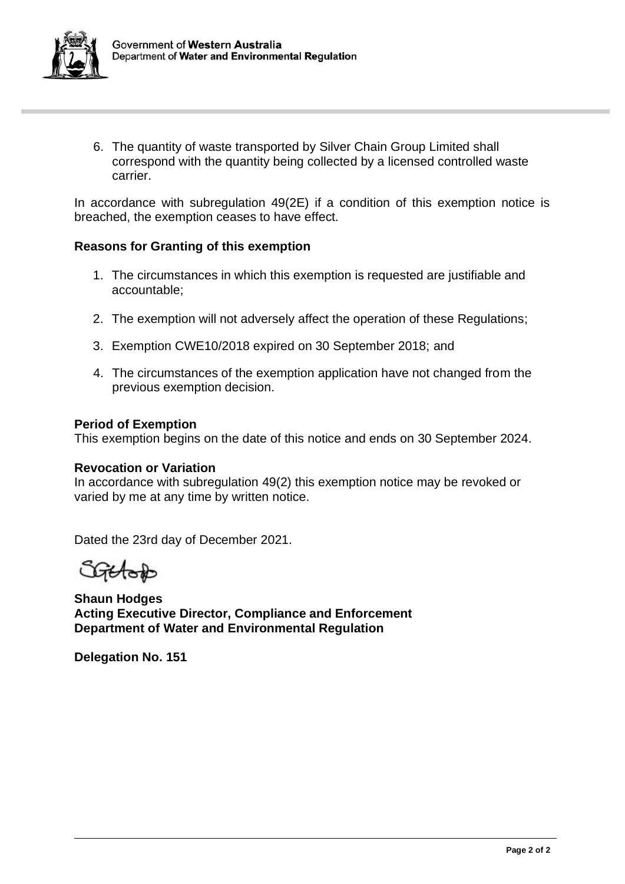6. The quantity of waste transported by Silver Chain Group Limited shall correspond with the quantity being collected by a licensed controlled waste carrier.

In accordance with subregulation 49(2E) if a condition of this exemption notice is breached, the exemption ceases to have effect.

**Reasons for Granting of this exemption**

1. The circumstances in which this exemption is requested are justifiable and accountable;

2. The exemption will not adversely affect the operation of these Regulations;

3. Exemption CWE10/2018 expired on 30 September 2018; and

4. The circumstances of the exemption application have not changed from the previous exemption decision.

**Period of Exemption**
This exemption begins on the date of this notice and ends on 30 September 2024.

**Revocation or Variation**
In accordance with subregulation 49(2) this exemption notice may be revoked or varied by me at any time by written notice.

Dated the 23rd day of December 2021.

**Shaun Hodges**
**Acting Executive Director, Compliance and Enforcement**
**Department of Water and Environmental Regulation**

**Delegation No. 151**